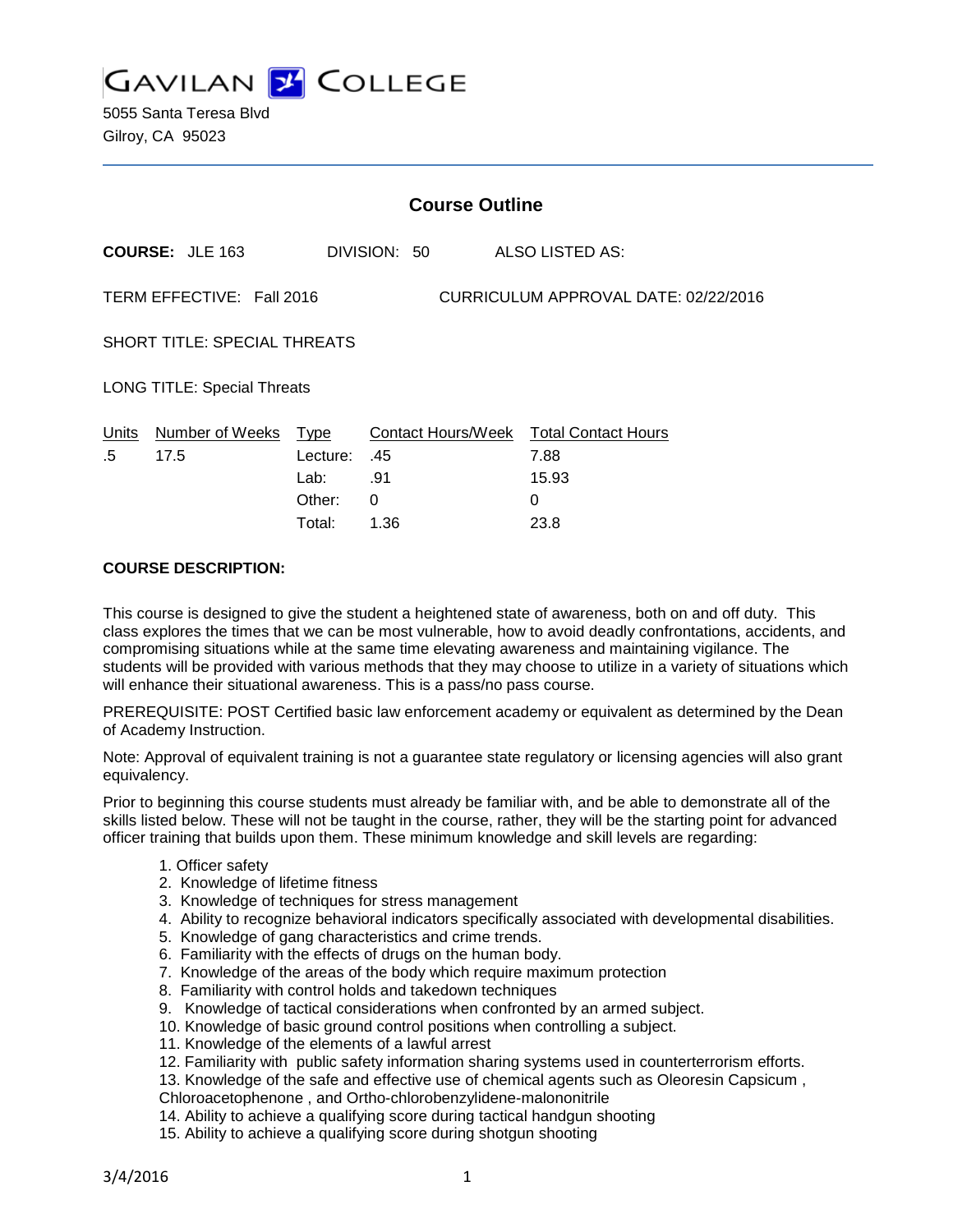# GAVILAN COLLEGE

5055 Santa Teresa Blvd
Gilroy, CA 95023

## Course Outline

**COURSE:** JLE 163 DIVISION: 50 ALSO LISTED AS:

TERM EFFECTIVE: Fall 2016 CURRICULUM APPROVAL DATE: 02/22/2016

SHORT TITLE: SPECIAL THREATS

LONG TITLE: Special Threats

| Units | Number of Weeks | Type | Contact Hours/Week | Total Contact Hours |
|---|---|---|---|---|
| .5 | 17.5 | Lecture: | .45 | 7.88 |
| | | Lab: | .91 | 15.93 |
| | | Other: | 0 | 0 |
| | | Total: | 1.36 | 23.8 |

**COURSE DESCRIPTION:**

This course is designed to give the student a heightened state of awareness, both on and off duty. This class explores the times that we can be most vulnerable, how to avoid deadly confrontations, accidents, and compromising situations while at the same time elevating awareness and maintaining vigilance. The students will be provided with various methods that they may choose to utilize in a variety of situations which will enhance their situational awareness. This is a pass/no pass course.

PREREQUISITE: POST Certified basic law enforcement academy or equivalent as determined by the Dean of Academy Instruction.

Note: Approval of equivalent training is not a guarantee state regulatory or licensing agencies will also grant equivalency.

Prior to beginning this course students must already be familiar with, and be able to demonstrate all of the skills listed below. These will not be taught in the course, rather, they will be the starting point for advanced officer training that builds upon them. These minimum knowledge and skill levels are regarding:

1. Officer safety
2. Knowledge of lifetime fitness
3. Knowledge of techniques for stress management
4. Ability to recognize behavioral indicators specifically associated with developmental disabilities.
5. Knowledge of gang characteristics and crime trends.
6. Familiarity with the effects of drugs on the human body.
7. Knowledge of the areas of the body which require maximum protection
8. Familiarity with control holds and takedown techniques
9. Knowledge of tactical considerations when confronted by an armed subject.
10. Knowledge of basic ground control positions when controlling a subject.
11. Knowledge of the elements of a lawful arrest
12. Familiarity with public safety information sharing systems used in counterterrorism efforts.
13. Knowledge of the safe and effective use of chemical agents such as Oleoresin Capsicum , Chloroacetophenone , and Ortho-chlorobenzylidene-malononitrile
14. Ability to achieve a qualifying score during tactical handgun shooting
15. Ability to achieve a qualifying score during shotgun shooting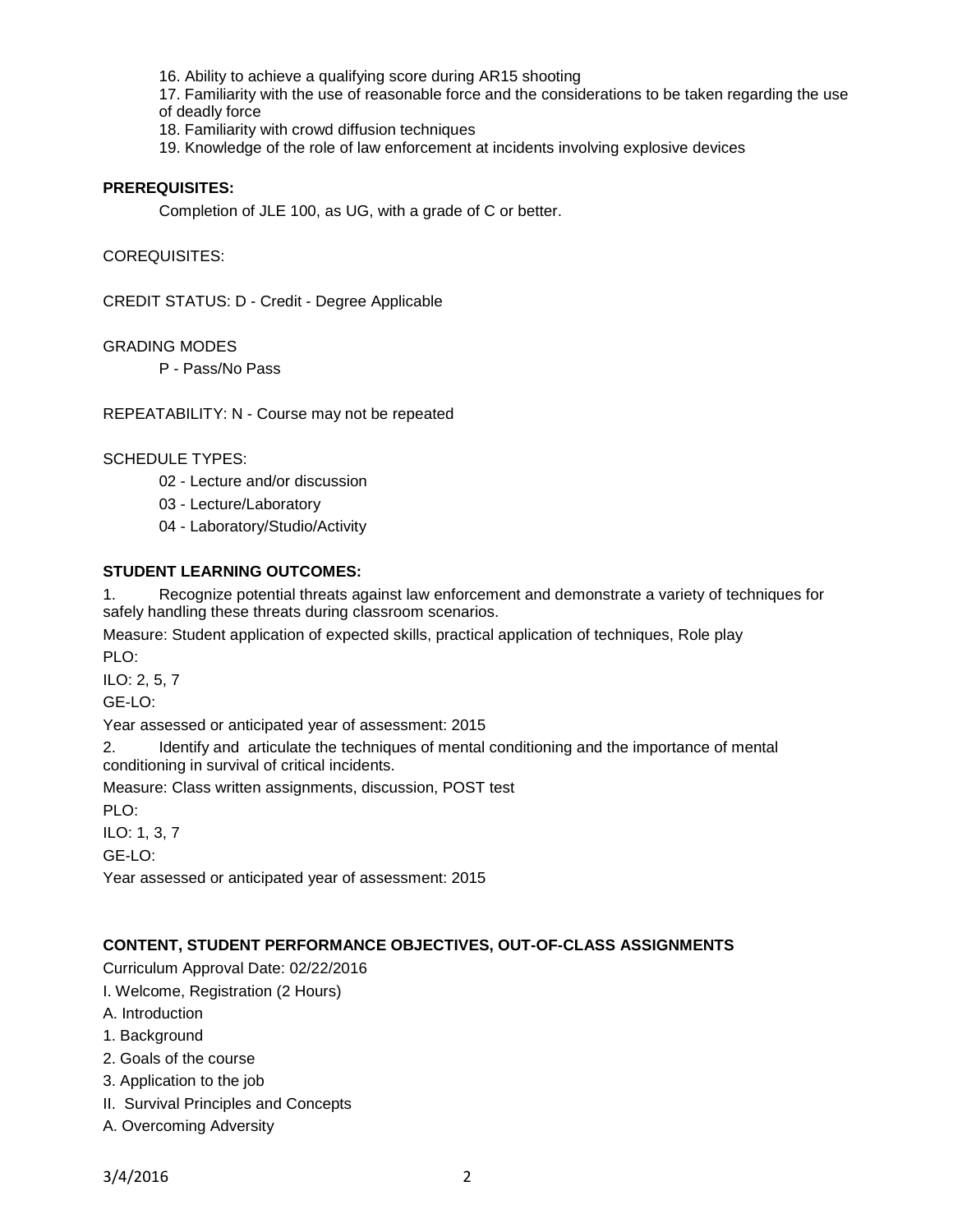16. Ability to achieve a qualifying score during AR15 shooting
17. Familiarity with the use of reasonable force and the considerations to be taken regarding the use of deadly force
18. Familiarity with crowd diffusion techniques
19. Knowledge of the role of law enforcement at incidents involving explosive devices

**PREREQUISITES:**

Completion of JLE 100, as UG, with a grade of C or better.

COREQUISITES:

CREDIT STATUS: D - Credit - Degree Applicable

GRADING MODES

P - Pass/No Pass

REPEATABILITY: N - Course may not be repeated

SCHEDULE TYPES:

02 - Lecture and/or discussion

03 - Lecture/Laboratory

04 - Laboratory/Studio/Activity

**STUDENT LEARNING OUTCOMES:**

1. Recognize potential threats against law enforcement and demonstrate a variety of techniques for safely handling these threats during classroom scenarios.

Measure: Student application of expected skills, practical application of techniques, Role play

PLO:

ILO: 2, 5, 7

GE-LO:

Year assessed or anticipated year of assessment: 2015

2. Identify and articulate the techniques of mental conditioning and the importance of mental conditioning in survival of critical incidents.

Measure: Class written assignments, discussion, POST test

PLO:

ILO: 1, 3, 7

GE-LO:

Year assessed or anticipated year of assessment: 2015

**CONTENT, STUDENT PERFORMANCE OBJECTIVES, OUT-OF-CLASS ASSIGNMENTS**

Curriculum Approval Date: 02/22/2016

I. Welcome, Registration (2 Hours)

A. Introduction

1. Background

2. Goals of the course

3. Application to the job

II. Survival Principles and Concepts

A. Overcoming Adversity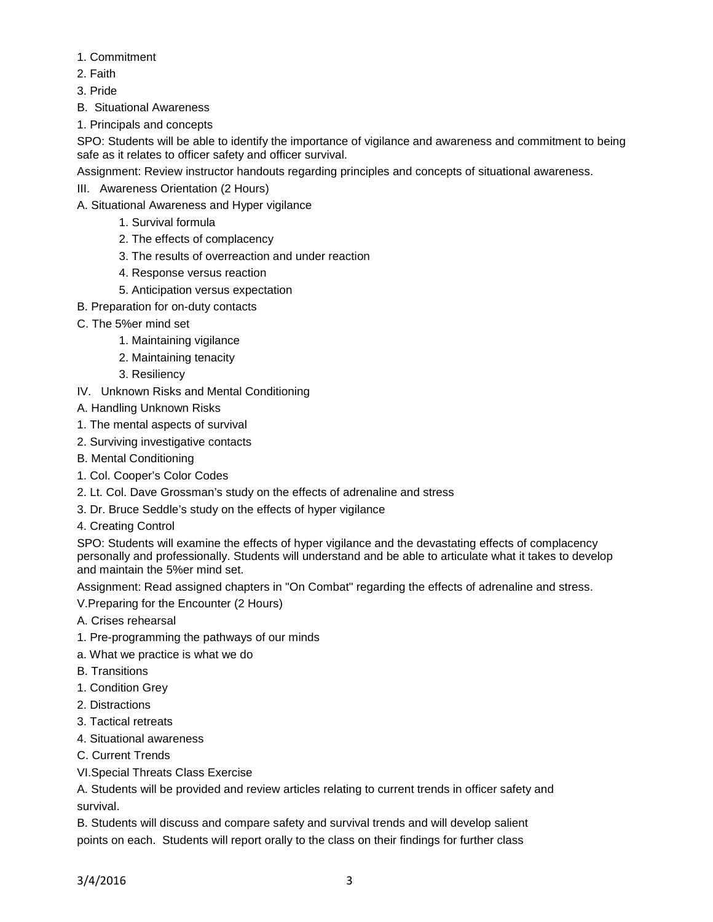1. Commitment
2. Faith
3. Pride

B. Situational Awareness

1. Principals and concepts

SPO: Students will be able to identify the importance of vigilance and awareness and commitment to being safe as it relates to officer safety and officer survival.

Assignment: Review instructor handouts regarding principles and concepts of situational awareness.

III. Awareness Orientation (2 Hours)

A. Situational Awareness and Hyper vigilance

1. Survival formula
2. The effects of complacency
3. The results of overreaction and under reaction
4. Response versus reaction
5. Anticipation versus expectation

B. Preparation for on-duty contacts

C. The 5%er mind set

1. Maintaining vigilance
2. Maintaining tenacity
3. Resiliency

IV. Unknown Risks and Mental Conditioning

A. Handling Unknown Risks

1. The mental aspects of survival
2. Surviving investigative contacts

B. Mental Conditioning

1. Col. Cooper's Color Codes
2. Lt. Col. Dave Grossman's study on the effects of adrenaline and stress
3. Dr. Bruce Seddle's study on the effects of hyper vigilance
4. Creating Control

SPO: Students will examine the effects of hyper vigilance and the devastating effects of complacency personally and professionally. Students will understand and be able to articulate what it takes to develop and maintain the 5%er mind set.

Assignment: Read assigned chapters in "On Combat" regarding the effects of adrenaline and stress.

V. Preparing for the Encounter (2 Hours)

A. Crises rehearsal

1. Pre-programming the pathways of our minds

a. What we practice is what we do

B. Transitions

1. Condition Grey
2. Distractions
3. Tactical retreats
4. Situational awareness

C. Current Trends

VI. Special Threats Class Exercise

A. Students will be provided and review articles relating to current trends in officer safety and survival.

B. Students will discuss and compare safety and survival trends and will develop salient points on each. Students will report orally to the class on their findings for further class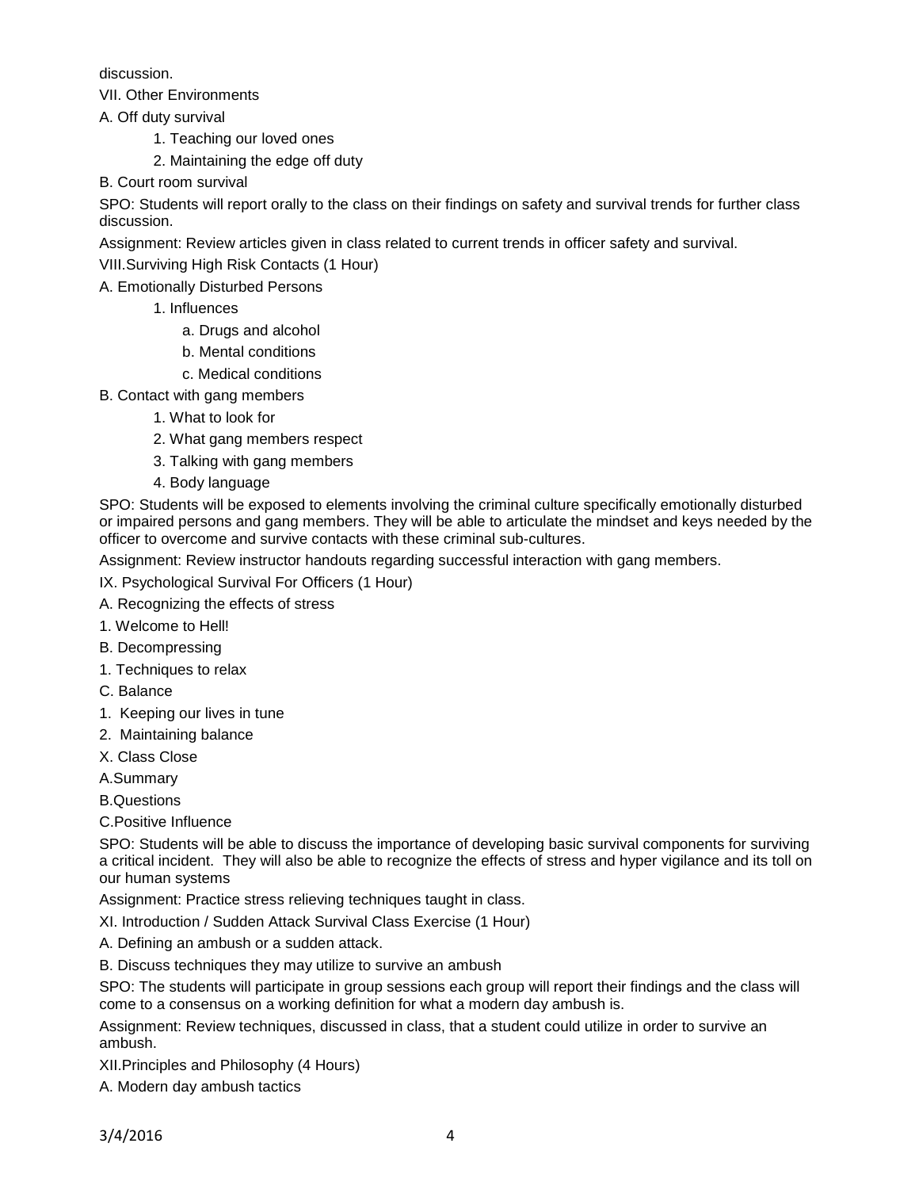discussion.

VII. Other Environments

A. Off duty survival

1. Teaching our loved ones
2. Maintaining the edge off duty

B. Court room survival

SPO: Students will report orally to the class on their findings on safety and survival trends for further class discussion.

Assignment: Review articles given in class related to current trends in officer safety and survival.

VIII.Surviving High Risk Contacts (1 Hour)

A. Emotionally Disturbed Persons

1. Influences
    a. Drugs and alcohol
    b. Mental conditions
    c. Medical conditions

B. Contact with gang members

1. What to look for
2. What gang members respect
3. Talking with gang members
4. Body language

SPO: Students will be exposed to elements involving the criminal culture specifically emotionally disturbed or impaired persons and gang members. They will be able to articulate the mindset and keys needed by the officer to overcome and survive contacts with these criminal sub-cultures.

Assignment: Review instructor handouts regarding successful interaction with gang members.

IX. Psychological Survival For Officers (1 Hour)

A. Recognizing the effects of stress

1. Welcome to Hell!

B. Decompressing

1. Techniques to relax

C. Balance

1. Keeping our lives in tune
2. Maintaining balance

X. Class Close

A.Summary

B.Questions

C.Positive Influence

SPO: Students will be able to discuss the importance of developing basic survival components for surviving a critical incident. They will also be able to recognize the effects of stress and hyper vigilance and its toll on our human systems

Assignment: Practice stress relieving techniques taught in class.

XI. Introduction / Sudden Attack Survival Class Exercise (1 Hour)

A. Defining an ambush or a sudden attack.

B. Discuss techniques they may utilize to survive an ambush

SPO: The students will participate in group sessions each group will report their findings and the class will come to a consensus on a working definition for what a modern day ambush is.

Assignment: Review techniques, discussed in class, that a student could utilize in order to survive an ambush.

XII.Principles and Philosophy (4 Hours)

A. Modern day ambush tactics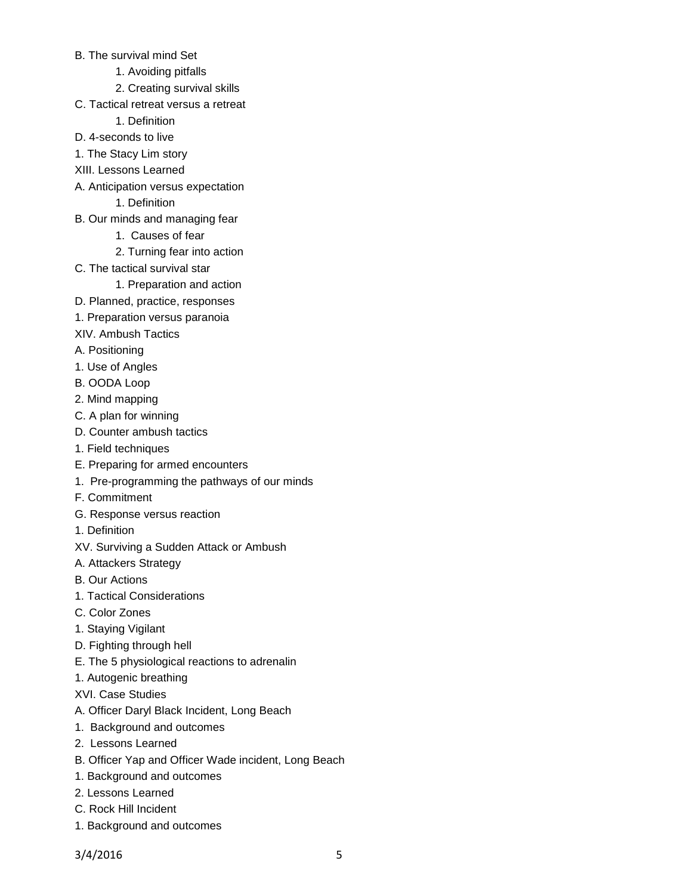B. The survival mind Set

    1. Avoiding pitfalls

    2. Creating survival skills

C. Tactical retreat versus a retreat

    1. Definition

D. 4-seconds to live

1. The Stacy Lim story

XIII. Lessons Learned

A. Anticipation versus expectation

    1. Definition

B. Our minds and managing fear

    1. Causes of fear

    2. Turning fear into action

C. The tactical survival star

    1. Preparation and action

D. Planned, practice, responses

1. Preparation versus paranoia

XIV. Ambush Tactics

A. Positioning

1. Use of Angles

B. OODA Loop

2. Mind mapping

C. A plan for winning

D. Counter ambush tactics

1. Field techniques

E. Preparing for armed encounters

1. Pre-programming the pathways of our minds

F. Commitment

G. Response versus reaction

1. Definition

XV. Surviving a Sudden Attack or Ambush

A. Attackers Strategy

B. Our Actions

1. Tactical Considerations

C. Color Zones

1. Staying Vigilant

D. Fighting through hell

E. The 5 physiological reactions to adrenalin

1. Autogenic breathing

XVI. Case Studies

A. Officer Daryl Black Incident, Long Beach

1. Background and outcomes

2. Lessons Learned

B. Officer Yap and Officer Wade incident, Long Beach

1. Background and outcomes

2. Lessons Learned

C. Rock Hill Incident

1. Background and outcomes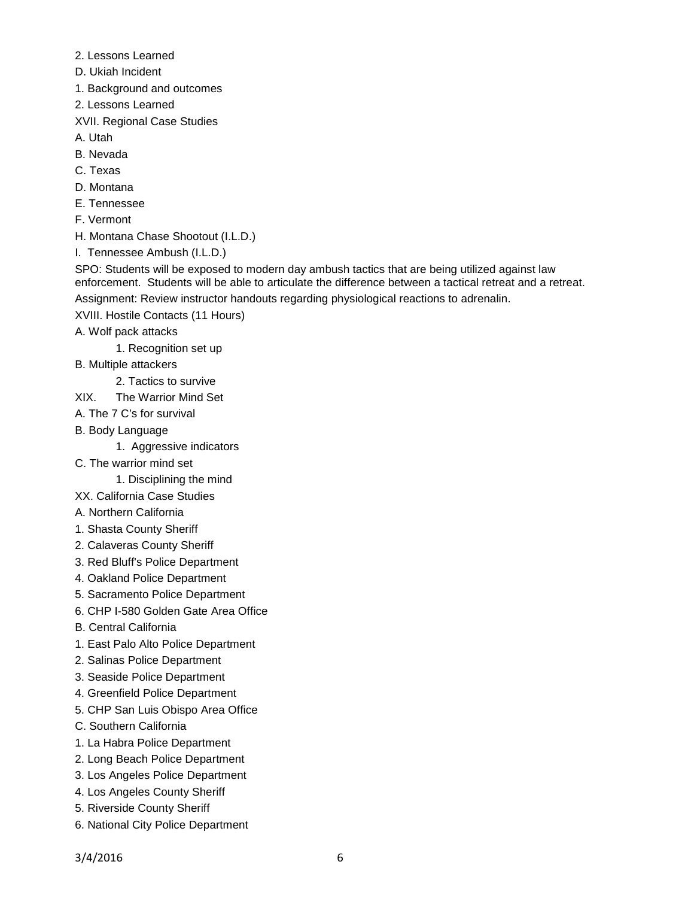2. Lessons Learned

D. Ukiah Incident

1. Background and outcomes

2. Lessons Learned

XVII. Regional Case Studies

A. Utah

B. Nevada

C. Texas

D. Montana

E. Tennessee

F. Vermont

H. Montana Chase Shootout (I.L.D.)

I. Tennessee Ambush (I.L.D.)

SPO: Students will be exposed to modern day ambush tactics that are being utilized against law enforcement. Students will be able to articulate the difference between a tactical retreat and a retreat.

Assignment: Review instructor handouts regarding physiological reactions to adrenalin.

XVIII. Hostile Contacts (11 Hours)

A. Wolf pack attacks

    1. Recognition set up

B. Multiple attackers

    2. Tactics to survive

XIX. The Warrior Mind Set

A. The 7 C's for survival

B. Body Language

    1. Aggressive indicators

C. The warrior mind set

    1. Disciplining the mind

XX. California Case Studies

A. Northern California

1. Shasta County Sheriff

2. Calaveras County Sheriff

3. Red Bluff's Police Department

4. Oakland Police Department

5. Sacramento Police Department

6. CHP I-580 Golden Gate Area Office

B. Central California

1. East Palo Alto Police Department

2. Salinas Police Department

3. Seaside Police Department

4. Greenfield Police Department

5. CHP San Luis Obispo Area Office

C. Southern California

1. La Habra Police Department

2. Long Beach Police Department

3. Los Angeles Police Department

4. Los Angeles County Sheriff

5. Riverside County Sheriff

6. National City Police Department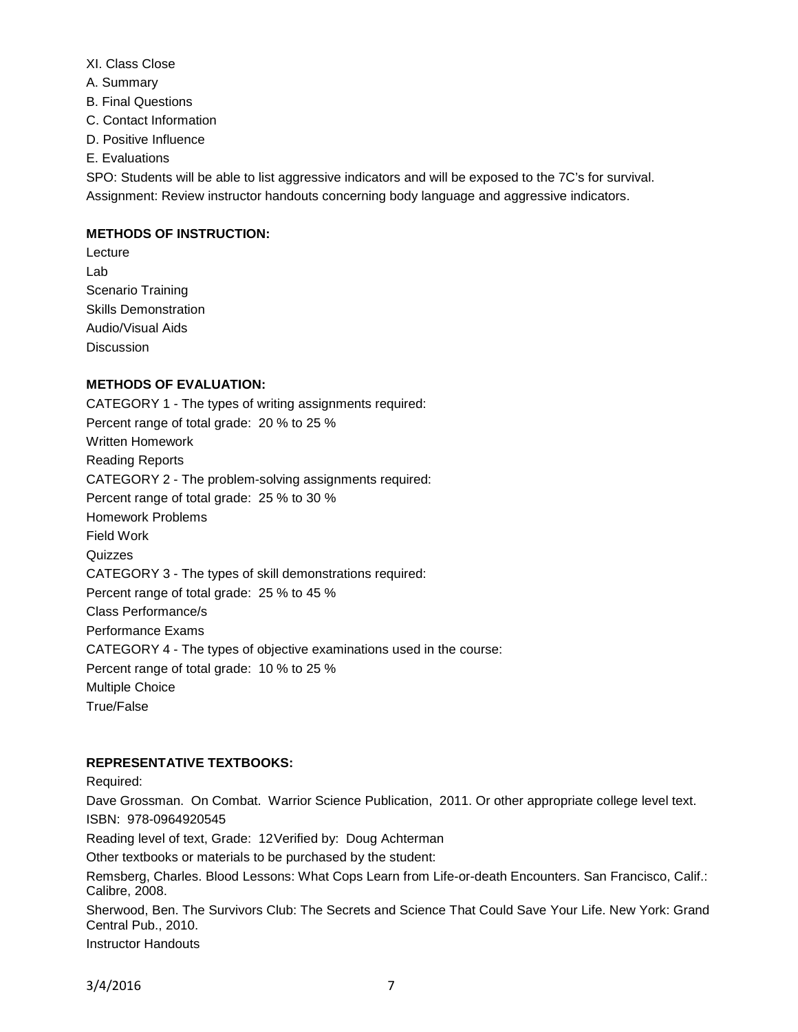XI. Class Close

A. Summary

B. Final Questions

C. Contact Information

D. Positive Influence

E. Evaluations

SPO: Students will be able to list aggressive indicators and will be exposed to the 7C's for survival.

Assignment: Review instructor handouts concerning body language and aggressive indicators.

**METHODS OF INSTRUCTION:**

Lecture

Lab

Scenario Training

Skills Demonstration

Audio/Visual Aids

Discussion

**METHODS OF EVALUATION:**

CATEGORY 1 - The types of writing assignments required:

Percent range of total grade: 20 % to 25 %

Written Homework

Reading Reports

CATEGORY 2 - The problem-solving assignments required:

Percent range of total grade: 25 % to 30 %

Homework Problems

Field Work

Quizzes

CATEGORY 3 - The types of skill demonstrations required:

Percent range of total grade: 25 % to 45 %

Class Performance/s

Performance Exams

CATEGORY 4 - The types of objective examinations used in the course:

Percent range of total grade: 10 % to 25 %

Multiple Choice

True/False

**REPRESENTATIVE TEXTBOOKS:**

Required:

Dave Grossman. On Combat. Warrior Science Publication, 2011. Or other appropriate college level text.

ISBN: 978-0964920545

Reading level of text, Grade: 12Verified by: Doug Achterman

Other textbooks or materials to be purchased by the student:

Remsberg, Charles. Blood Lessons: What Cops Learn from Life-or-death Encounters. San Francisco, Calif.: Calibre, 2008.

Sherwood, Ben. The Survivors Club: The Secrets and Science That Could Save Your Life. New York: Grand Central Pub., 2010.

Instructor Handouts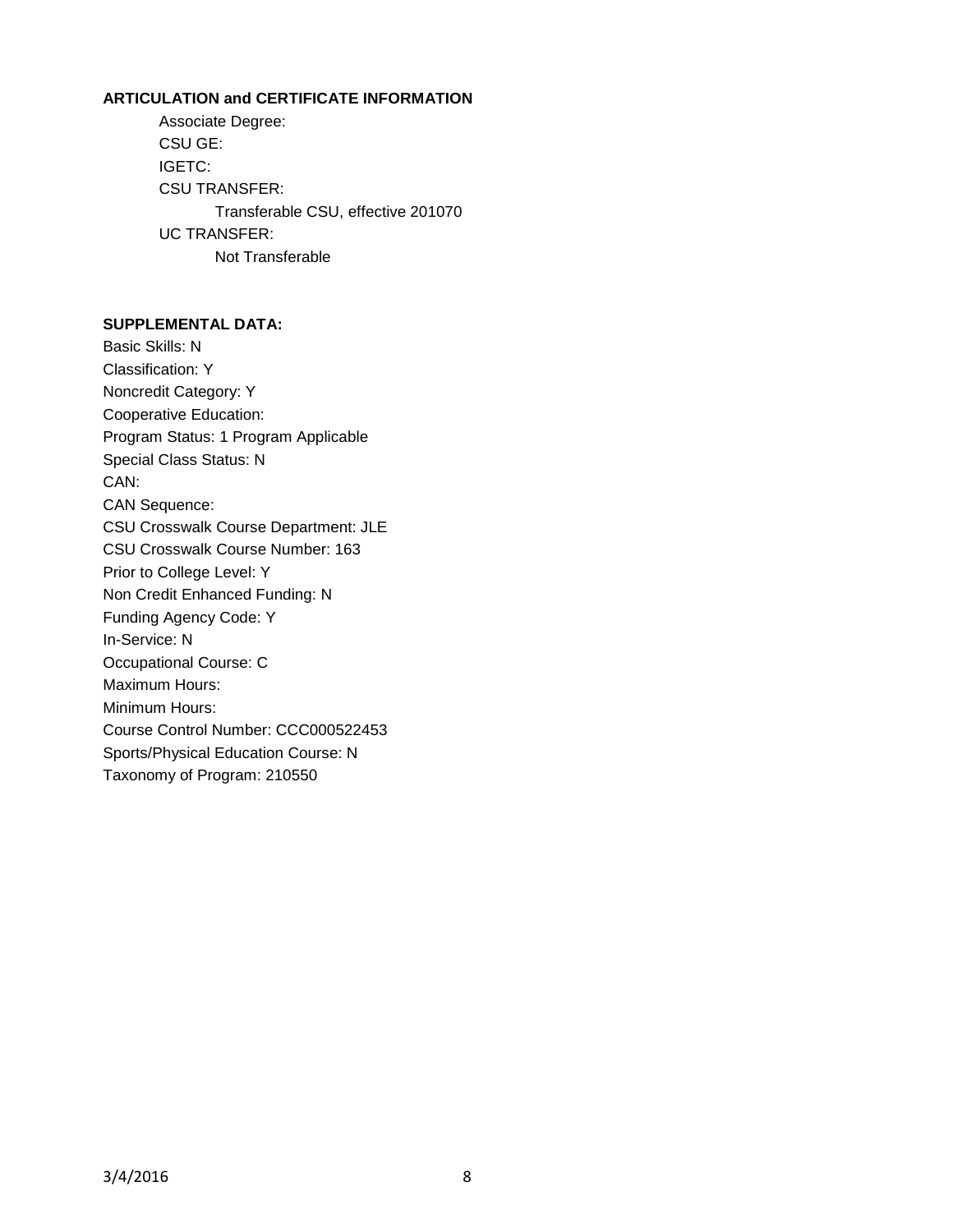**ARTICULATION and CERTIFICATE INFORMATION**

Associate Degree:

CSU GE:

IGETC:

CSU TRANSFER:

Transferable CSU, effective 201070

UC TRANSFER:

Not Transferable

**SUPPLEMENTAL DATA:**

Basic Skills: N

Classification: Y

Noncredit Category: Y

Cooperative Education:

Program Status: 1 Program Applicable

Special Class Status: N

CAN:

CAN Sequence:

CSU Crosswalk Course Department: JLE

CSU Crosswalk Course Number: 163

Prior to College Level: Y

Non Credit Enhanced Funding: N

Funding Agency Code: Y

In-Service: N

Occupational Course: C

Maximum Hours:

Minimum Hours:

Course Control Number: CCC000522453

Sports/Physical Education Course: N

Taxonomy of Program: 210550